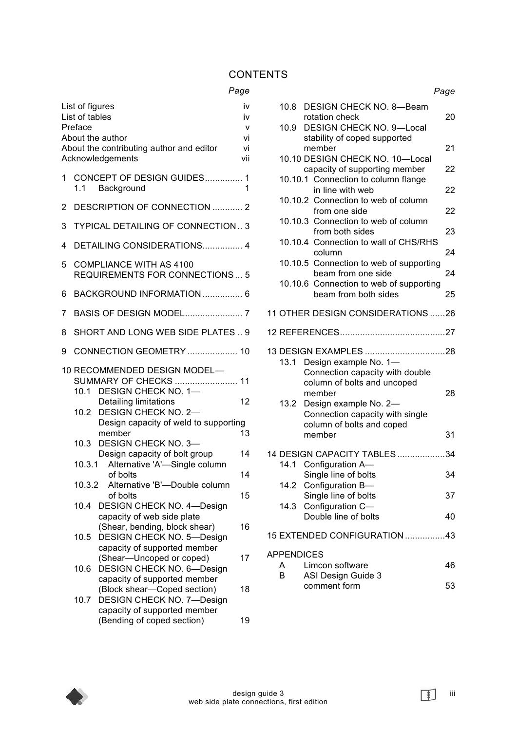# CONTENTS

| | Page |
|---|---|
| List of figures | iv |
| List of tables | iv |
| Preface | v |
| About the author | vi |
| About the contributing author and editor | vi |
| Acknowledgements | vii |
| 1 CONCEPT OF DESIGN GUIDES | 1 |
| 1.1 Background | 1 |
| 2 DESCRIPTION OF CONNECTION | 2 |
| 3 TYPICAL DETAILING OF CONNECTION | 3 |
| 4 DETAILING CONSIDERATIONS | 4 |
| 5 COMPLIANCE WITH AS 4100 REQUIREMENTS FOR CONNECTIONS | 5 |
| 6 BACKGROUND INFORMATION | 6 |
| 7 BASIS OF DESIGN MODEL | 7 |
| 8 SHORT AND LONG WEB SIDE PLATES | 9 |
| 9 CONNECTION GEOMETRY | 10 |
| 10 RECOMMENDED DESIGN MODEL—SUMMARY OF CHECKS | 11 |
| 10.1 DESIGN CHECK NO. 1—Detailing limitations | 12 |
| 10.2 DESIGN CHECK NO. 2—Design capacity of weld to supporting member | 13 |
| 10.3 DESIGN CHECK NO. 3—Design capacity of bolt group | 14 |
| 10.3.1 Alternative 'A'—Single column of bolts | 14 |
| 10.3.2 Alternative 'B'—Double column of bolts | 15 |
| 10.4 DESIGN CHECK NO. 4—Design capacity of web side plate (Shear, bending, block shear) | 16 |
| 10.5 DESIGN CHECK NO. 5—Design capacity of supported member (Shear—Uncoped or coped) | 17 |
| 10.6 DESIGN CHECK NO. 6—Design capacity of supported member (Block shear—Coped section) | 18 |
| 10.7 DESIGN CHECK NO. 7—Design capacity of supported member (Bending of coped section) | 19 |
| 10.8 DESIGN CHECK NO. 8—Beam rotation check | 20 |
| 10.9 DESIGN CHECK NO. 9—Local stability of coped supported member | 21 |
| 10.10 DESIGN CHECK NO. 10—Local capacity of supporting member | 22 |
| 10.10.1 Connection to column flange in line with web | 22 |
| 10.10.2 Connection to web of column from one side | 22 |
| 10.10.3 Connection to web of column from both sides | 23 |
| 10.10.4 Connection to wall of CHS/RHS column | 24 |
| 10.10.5 Connection to web of supporting beam from one side | 24 |
| 10.10.6 Connection to web of supporting beam from both sides | 25 |
| 11 OTHER DESIGN CONSIDERATIONS | 26 |
| 12 REFERENCES | 27 |
| 13 DESIGN EXAMPLES | 28 |
| 13.1 Design example No. 1—Connection capacity with double column of bolts and uncoped member | 28 |
| 13.2 Design example No. 2—Connection capacity with single column of bolts and coped member | 31 |
| 14 DESIGN CAPACITY TABLES | 34 |
| 14.1 Configuration A—Single line of bolts | 34 |
| 14.2 Configuration B—Single line of bolts | 37 |
| 14.3 Configuration C—Double line of bolts | 40 |
| 15 EXTENDED CONFIGURATION | 43 |
| APPENDICES | |
| A Limcon software | 46 |
| B ASI Design Guide 3 comment form | 53 |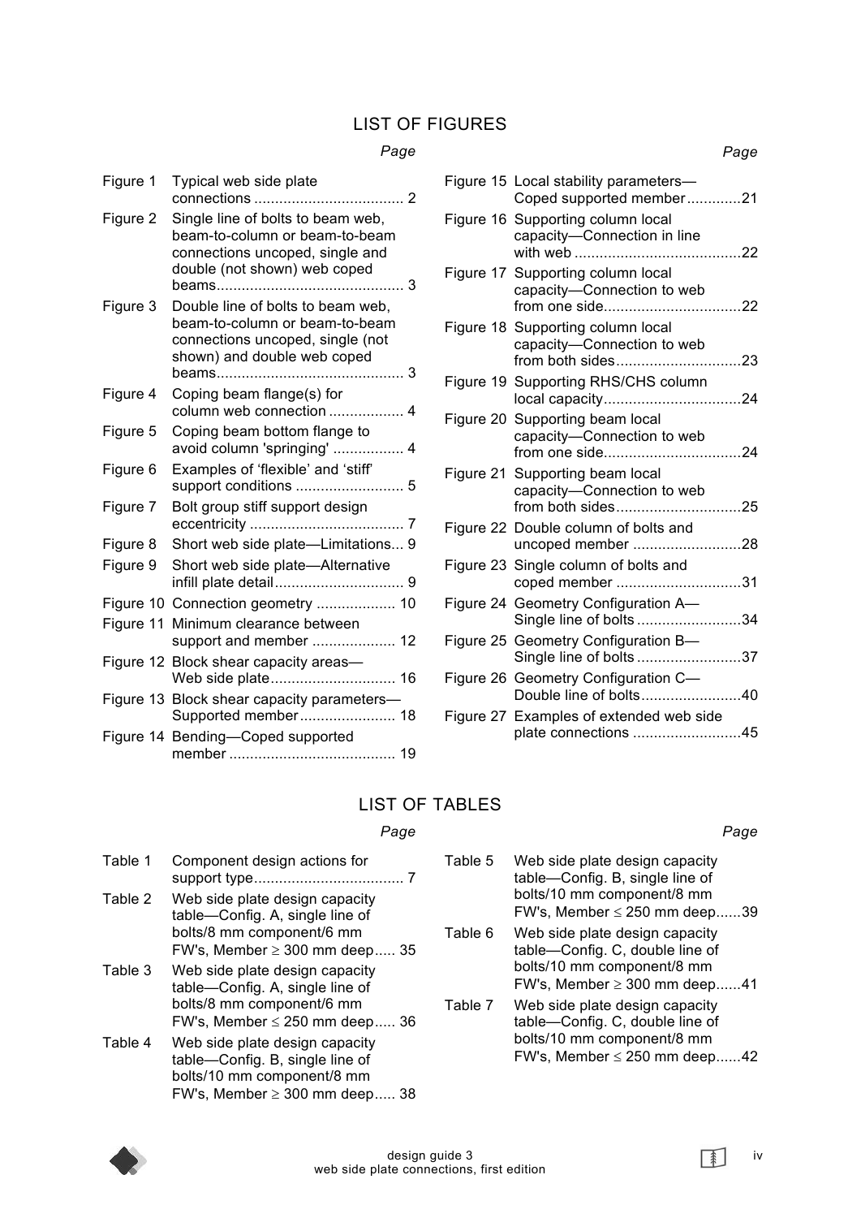## LIST OF FIGURES

| | | Page |
|---|---|---|
| Figure 1 | Typical web side plate connections | 2 |
| Figure 2 | Single line of bolts to beam web, beam-to-column or beam-to-beam connections uncoped, single and double (not shown) web coped beams | 3 |
| Figure 3 | Double line of bolts to beam web, beam-to-column or beam-to-beam connections uncoped, single (not shown) and double web coped beams | 3 |
| Figure 4 | Coping beam flange(s) for column web connection | 4 |
| Figure 5 | Coping beam bottom flange to avoid column 'springing' | 4 |
| Figure 6 | Examples of 'flexible' and 'stiff' support conditions | 5 |
| Figure 7 | Bolt group stiff support design eccentricity | 7 |
| Figure 8 | Short web side plate—Limitations | 9 |
| Figure 9 | Short web side plate—Alternative infill plate detail | 9 |
| Figure 10 | Connection geometry | 10 |
| Figure 11 | Minimum clearance between support and member | 12 |
| Figure 12 | Block shear capacity areas—Web side plate | 16 |
| Figure 13 | Block shear capacity parameters—Supported member | 18 |
| Figure 14 | Bending—Coped supported member | 19 |
| Figure 15 | Local stability parameters—Coped supported member | 21 |
| Figure 16 | Supporting column local capacity—Connection in line with web | 22 |
| Figure 17 | Supporting column local capacity—Connection to web from one side | 22 |
| Figure 18 | Supporting column local capacity—Connection to web from both sides | 23 |
| Figure 19 | Supporting RHS/CHS column local capacity | 24 |
| Figure 20 | Supporting beam local capacity—Connection to web from one side | 24 |
| Figure 21 | Supporting beam local capacity—Connection to web from both sides | 25 |
| Figure 22 | Double column of bolts and uncoped member | 28 |
| Figure 23 | Single column of bolts and coped member | 31 |
| Figure 24 | Geometry Configuration A—Single line of bolts | 34 |
| Figure 25 | Geometry Configuration B—Single line of bolts | 37 |
| Figure 26 | Geometry Configuration C—Double line of bolts | 40 |
| Figure 27 | Examples of extended web side plate connections | 45 |

## LIST OF TABLES

| | | Page |
|---|---|---|
| Table 1 | Component design actions for support type | 7 |
| Table 2 | Web side plate design capacity table—Config. A, single line of bolts/8 mm component/6 mm FW's, Member ≥ 300 mm deep | 35 |
| Table 3 | Web side plate design capacity table—Config. A, single line of bolts/8 mm component/6 mm FW's, Member ≤ 250 mm deep | 36 |
| Table 4 | Web side plate design capacity table—Config. B, single line of bolts/10 mm component/8 mm FW's, Member ≥ 300 mm deep | 38 |
| Table 5 | Web side plate design capacity table—Config. B, single line of bolts/10 mm component/8 mm FW's, Member ≤ 250 mm deep | 39 |
| Table 6 | Web side plate design capacity table—Config. C, double line of bolts/10 mm component/8 mm FW's, Member ≥ 300 mm deep | 41 |
| Table 7 | Web side plate design capacity table—Config. C, double line of bolts/10 mm component/8 mm FW's, Member ≤ 250 mm deep | 42 |